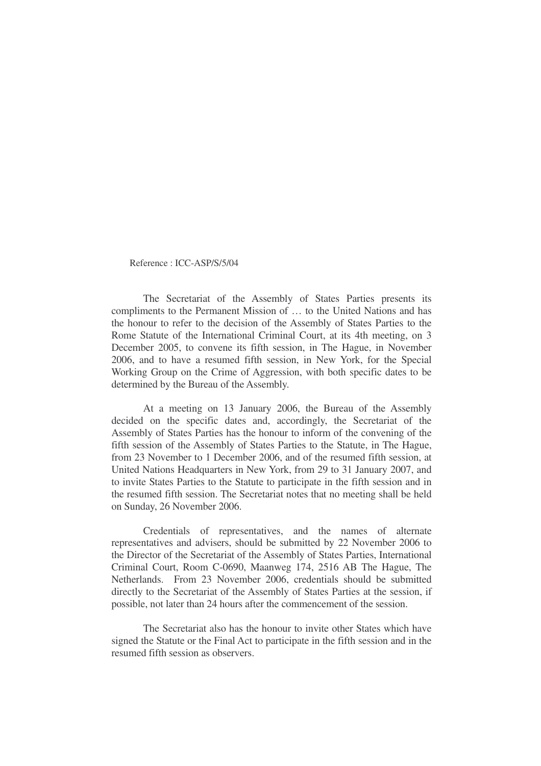Reference : ICC-ASP/S/5/04

The Secretariat of the Assembly of States Parties presents its compliments to the Permanent Mission of … to the United Nations and has the honour to refer to the decision of the Assembly of States Parties to the Rome Statute of the International Criminal Court, at its 4th meeting, on 3 December 2005, to convene its fifth session, in The Hague, in November 2006, and to have a resumed fifth session, in New York, for the Special Working Group on the Crime of Aggression, with both specific dates to be determined by the Bureau of the Assembly.

At a meeting on 13 January 2006, the Bureau of the Assembly decided on the specific dates and, accordingly, the Secretariat of the Assembly of States Parties has the honour to inform of the convening of the fifth session of the Assembly of States Parties to the Statute, in The Hague, from 23 November to 1 December 2006, and of the resumed fifth session, at United Nations Headquarters in New York, from 29 to 31 January 2007, and to invite States Parties to the Statute to participate in the fifth session and in the resumed fifth session. The Secretariat notes that no meeting shall be held on Sunday, 26 November 2006.

Credentials of representatives, and the names of alternate representatives and advisers, should be submitted by 22 November 2006 to the Director of the Secretariat of the Assembly of States Parties, International Criminal Court, Room C-0690, Maanweg 174, 2516 AB The Hague, The Netherlands. From 23 November 2006, credentials should be submitted directly to the Secretariat of the Assembly of States Parties at the session, if possible, not later than 24 hours after the commencement of the session.

The Secretariat also has the honour to invite other States which have signed the Statute or the Final Act to participate in the fifth session and in the resumed fifth session as observers.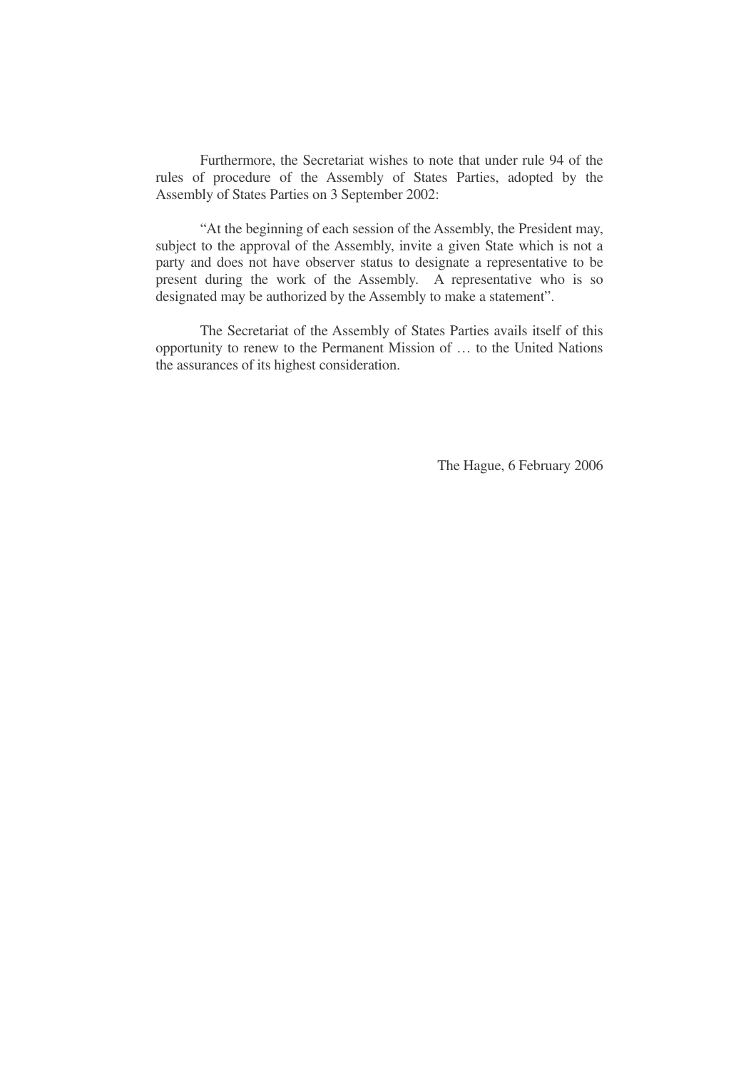Furthermore, the Secretariat wishes to note that under rule 94 of the rules of procedure of the Assembly of States Parties, adopted by the Assembly of States Parties on 3 September 2002:

"At the beginning of each session of the Assembly, the President may, subject to the approval of the Assembly, invite a given State which is not a party and does not have observer status to designate a representative to be present during the work of the Assembly. A representative who is so designated may be authorized by the Assembly to make a statement".

The Secretariat of the Assembly of States Parties avails itself of this opportunity to renew to the Permanent Mission of … to the United Nations the assurances of its highest consideration.

The Hague, 6 February 2006